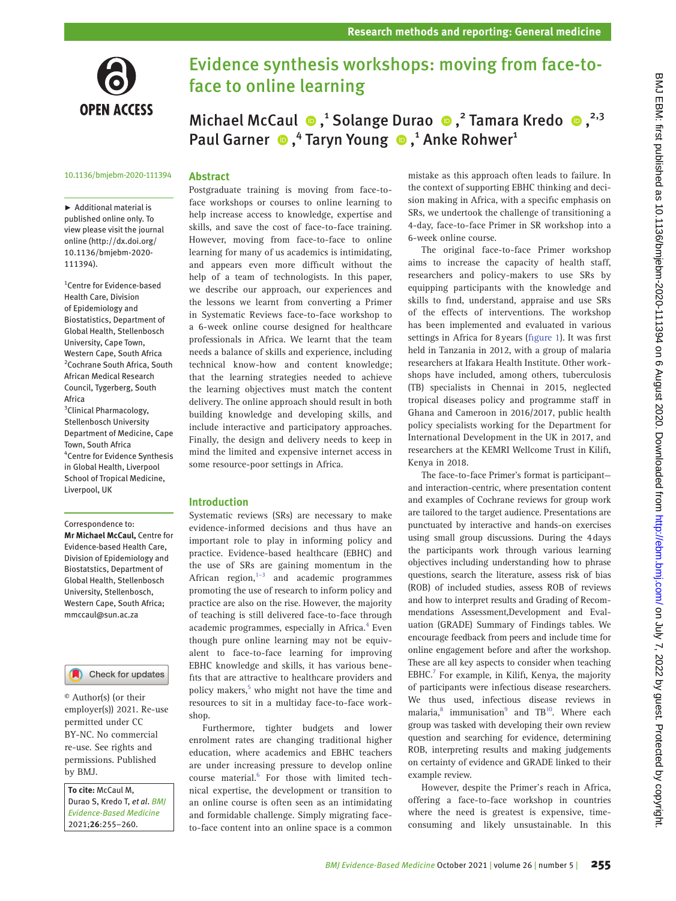# Evidence synthesis workshops: moving from face-to-face to online learning

Michael McCaul,[1] Solange Durao,[2] Tamara Kredo,[2,3] Paul Garner,[4] Taryn Young,[1] Anke Rohwer[1]

10.1136/bmjebm-2020-111394

► Additional material is published online only. To view please visit the journal online (http://dx.doi.org/10.1136/bmjebm-2020-111394).

[1]Centre for Evidence-based Health Care, Division of Epidemiology and Biostatistics, Department of Global Health, Stellenbosch University, Cape Town, Western Cape, South Africa
[2]Cochrane South Africa, South African Medical Research Council, Tygerberg, South Africa
[3]Clinical Pharmacology, Stellenbosch University Department of Medicine, Cape Town, South Africa
[4]Centre for Evidence Synthesis in Global Health, Liverpool School of Tropical Medicine, Liverpool, UK

Correspondence to:
**Mr Michael McCaul,** Centre for Evidence-based Health Care, Division of Epidemiology and Biostatstics, Department of Global Health, Stellenbosch University, Stellenbosch, Western Cape, South Africa; mmccaul@sun.ac.za

© Author(s) (or their employer(s)) 2021. Re-use permitted under CC BY-NC. No commercial re-use. See rights and permissions. Published by BMJ.

**To cite:** McCaul M, Durao S, Kredo T, *et al*. *BMJ Evidence-Based Medicine* 2021;**26**:255–260.

## Abstract

Postgraduate training is moving from face-to-face workshops or courses to online learning to help increase access to knowledge, expertise and skills, and save the cost of face-to-face training. However, moving from face-to-face to online learning for many of us academics is intimidating, and appears even more difficult without the help of a team of technologists. In this paper, we describe our approach, our experiences and the lessons we learnt from converting a Primer in Systematic Reviews face-to-face workshop to a 6-week online course designed for healthcare professionals in Africa. We learnt that the team needs a balance of skills and experience, including technical know-how and content knowledge; that the learning strategies needed to achieve the learning objectives must match the content delivery. The online approach should result in both building knowledge and developing skills, and include interactive and participatory approaches. Finally, the design and delivery needs to keep in mind the limited and expensive internet access in some resource-poor settings in Africa.

## Introduction

Systematic reviews (SRs) are necessary to make evidence-informed decisions and thus have an important role to play in informing policy and practice. Evidence-based healthcare (EBHC) and the use of SRs are gaining momentum in the African region,[1–3] and academic programmes promoting the use of research to inform policy and practice are also on the rise. However, the majority of teaching is still delivered face-to-face through academic programmes, especially in Africa.[4] Even though pure online learning may not be equivalent to face-to-face learning for improving EBHC knowledge and skills, it has various benefits that are attractive to healthcare providers and policy makers,[5] who might not have the time and resources to sit in a multiday face-to-face workshop.

Furthermore, tighter budgets and lower enrolment rates are changing traditional higher education, where academics and EBHC teachers are under increasing pressure to develop online course material.[6] For those with limited technical expertise, the development or transition to an online course is often seen as an intimidating and formidable challenge. Simply migrating face-to-face content into an online space is a common mistake as this approach often leads to failure. In the context of supporting EBHC thinking and decision making in Africa, with a specific emphasis on SRs, we undertook the challenge of transitioning a 4-day, face-to-face Primer in SR workshop into a 6-week online course.

The original face-to-face Primer workshop aims to increase the capacity of health staff, researchers and policy-makers to use SRs by equipping participants with the knowledge and skills to find, understand, appraise and use SRs of the effects of interventions. The workshop has been implemented and evaluated in various settings in Africa for 8 years (figure 1). It was first held in Tanzania in 2012, with a group of malaria researchers at Ifakara Health Institute. Other workshops have included, among others, tuberculosis (TB) specialists in Chennai in 2015, neglected tropical diseases policy and programme staff in Ghana and Cameroon in 2016/2017, public health policy specialists working for the Department for International Development in the UK in 2017, and researchers at the KEMRI Wellcome Trust in Kilifi, Kenya in 2018.

The face-to-face Primer's format is participant–and interaction-centric, where presentation content and examples of Cochrane reviews for group work are tailored to the target audience. Presentations are punctuated by interactive and hands-on exercises using small group discussions. During the 4 days the participants work through various learning objectives including understanding how to phrase questions, search the literature, assess risk of bias (ROB) of included studies, assess ROB of reviews and how to interpret results and Grading of Recommendations Assessment,Development and Evaluation (GRADE) Summary of Findings tables. We encourage feedback from peers and include time for online engagement before and after the workshop. These are all key aspects to consider when teaching EBHC.[7] For example, in Kilifi, Kenya, the majority of participants were infectious disease researchers. We thus used, infectious disease reviews in malaria,[8] immunisation[9] and TB[10]. Where each group was tasked with developing their own review question and searching for evidence, determining ROB, interpreting results and making judgements on certainty of evidence and GRADE linked to their example review.

However, despite the Primer's reach in Africa, offering a face-to-face workshop in countries where the need is greatest is expensive, time-consuming and likely unsustainable. In this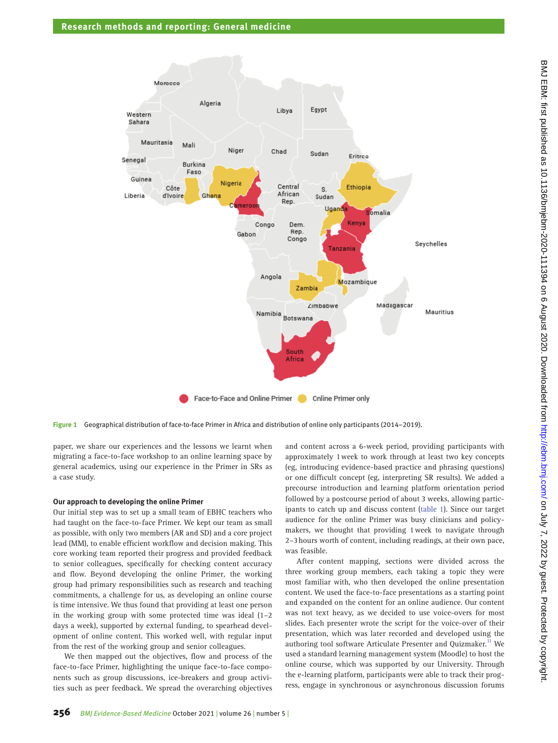Figure 1 Geographical distribution of face-to-face Primer in Africa and distribution of online only participants (2014–2019).

paper, we share our experiences and the lessons we learnt when migrating a face-to-face workshop to an online learning space by general academics, using our experience in the Primer in SRs as a case study.

**Our approach to developing the online Primer**

Our initial step was to set up a small team of EBHC teachers who had taught on the face-to-face Primer. We kept our team as small as possible, with only two members (AR and SD) and a core project lead (MM), to enable efficient workflow and decision making. This core working team reported their progress and provided feedback to senior colleagues, specifically for checking content accuracy and flow. Beyond developing the online Primer, the working group had primary responsibilities such as research and teaching commitments, a challenge for us, as developing an online course is time intensive. We thus found that providing at least one person in the working group with some protected time was ideal (1–2 days a week), supported by external funding, to spearhead development of online content. This worked well, with regular input from the rest of the working group and senior colleagues.

We then mapped out the objectives, flow and process of the face-to-face Primer, highlighting the unique face-to-face components such as group discussions, ice-breakers and group activities such as peer feedback. We spread the overarching objectives and content across a 6-week period, providing participants with approximately 1 week to work through at least two key concepts (eg, introducing evidence-based practice and phrasing questions) or one difficult concept (eg, interpreting SR results). We added a precourse introduction and learning platform orientation period followed by a postcourse period of about 3 weeks, allowing participants to catch up and discuss content (table 1). Since our target audience for the online Primer was busy clinicians and policymakers, we thought that providing 1 week to navigate through 2–3 hours worth of content, including readings, at their own pace, was feasible.

After content mapping, sections were divided across the three working group members, each taking a topic they were most familiar with, who then developed the online presentation content. We used the face-to-face presentations as a starting point and expanded on the content for an online audience. Our content was not text heavy, as we decided to use voice-overs for most slides. Each presenter wrote the script for the voice-over of their presentation, which was later recorded and developed using the authoring tool software Articulate Presenter and Quizmaker.[11] We used a standard learning management system (Moodle) to host the online course, which was supported by our University. Through the e-learning platform, participants were able to track their progress, engage in synchronous or asynchronous discussion forums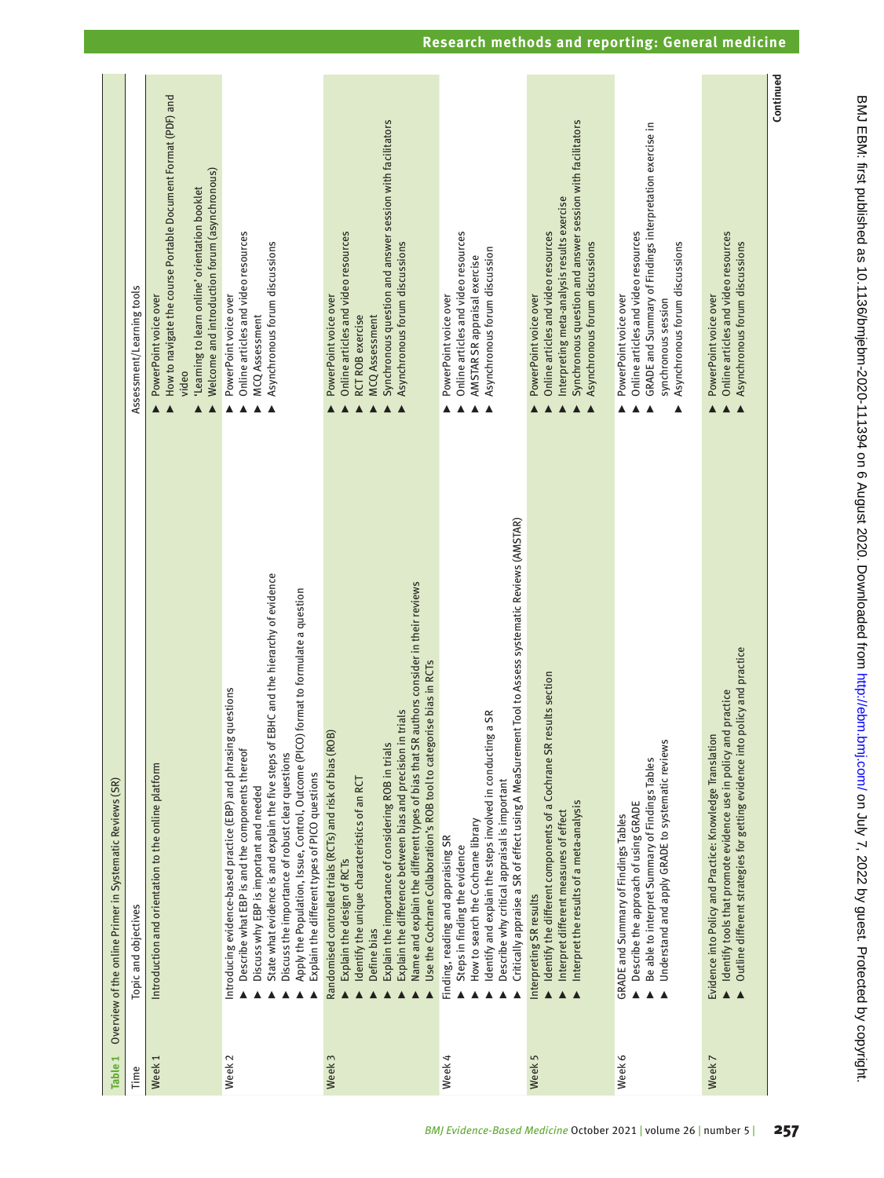**Table 1** Overview of the online Primer in Systematic Reviews (SR)

| Time | Topic and objectives | Assessment/Learning tools |
|---|---|---|
| Week 1 | Introduction and orientation to the online platform | ▶ PowerPoint voice over<br>▶ How to navigate the course Portable Document Format (PDF) and video<br>▶ 'Learning to learn online' orientation booklet<br>▶ Welcome and introduction forum (asynchronous) |
| Week 2 | Introducing evidence-based practice (EBP) and phrasing questions<br>▶ Describe what EBP is and the components thereof<br>▶ Discuss why EBP is important and needed<br>▶ State what evidence is and explain the five steps of EBHC and the hierarchy of evidence<br>▶ Discuss the importance of robust clear questions<br>▶ Apply the Population, Issue, Control, Outcome (PICO) format to formulate a question<br>▶ Explain the different types of PICO questions | ▶ PowerPoint voice over<br>▶ Online articles and video resources<br>▶ MCQ Assessment<br>▶ Asynchronous forum discussions |
| Week 3 | Randomised controlled trials (RCTs) and risk of bias (ROB)<br>▶ Explain the design of RCTs<br>▶ Identify the unique characteristics of an RCT<br>▶ Define bias<br>▶ Explain the importance of considering ROB in trials<br>▶ Explain the difference between bias and precision in trials<br>▶ Name and explain the different types of bias that SR authors consider in their reviews<br>▶ Use the Cochrane Collaboration's ROB tool to categorise bias in RCTs | ▶ PowerPoint voice over<br>▶ Online articles and video resources<br>▶ RCT ROB exercise<br>▶ MCQ Assessment<br>▶ Synchronous question and answer session with facilitators<br>▶ Asynchronous forum discussions |
| Week 4 | Finding, reading and appraising SR<br>▶ Steps in finding the evidence<br>▶ How to search the Cochrane library<br>▶ Identify and explain the steps involved in conducting a SR<br>▶ Describe why critical appraisal is important<br>▶ Critically appraise a SR of effect using A MeaSurement Tool to Assess systematic Reviews (AMSTAR) | ▶ PowerPoint voice over<br>▶ Online articles and video resources<br>▶ AMSTAR SR appraisal exercise<br>▶ Asynchronous forum discussion |
| Week 5 | Interpreting SR results<br>▶ Identify the different components of a Cochrane SR results section<br>▶ Interpret different measures of effect<br>▶ Interpret the results of a meta-analysis | ▶ PowerPoint voice over<br>▶ Online articles and video resources<br>▶ Interpreting meta-analysis results exercise<br>▶ Synchronous question and answer session with facilitators<br>▶ Asynchronous forum discussions |
| Week 6 | GRADE and Summary of Findings Tables<br>▶ Describe the approach of using GRADE<br>▶ Be able to interpret Summary of Findings Tables<br>▶ Understand and apply GRADE to systematic reviews | ▶ PowerPoint voice over<br>▶ Online articles and video resources<br>▶ GRADE and Summary of Findings interpretation exercise in synchronous session<br>▶ Asynchronous forum discussions |
| Week 7 | Evidence into Policy and Practice: Knowledge Translation<br>▶ Identify tools that promote evidence use in policy and practice<br>▶ Outline different strategies for getting evidence into policy and practice | ▶ PowerPoint voice over<br>▶ Online articles and video resources<br>▶ Asynchronous forum discussions |

Continued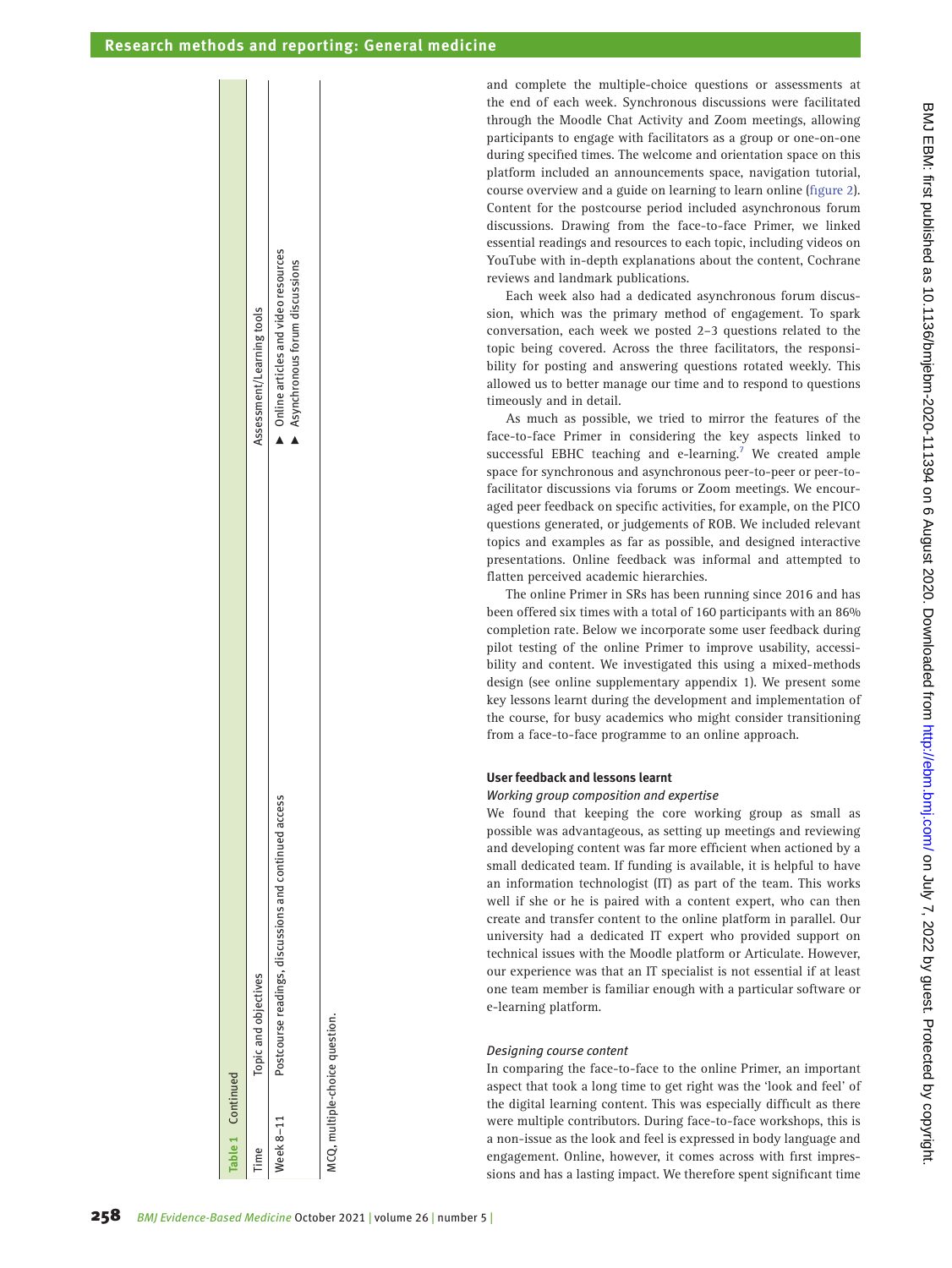**Table 1** Continued

| Time | Topic and objectives | Assessment/Learning tools |
|---|---|---|
| Week 8–11 | Postcourse readings, discussions and continued access | ▲ Online articles and video resources<br>▲ Asynchronous forum discussions |

MCQ, multiple-choice question.

and complete the multiple-choice questions or assessments at the end of each week. Synchronous discussions were facilitated through the Moodle Chat Activity and Zoom meetings, allowing participants to engage with facilitators as a group or one-on-one during specified times. The welcome and orientation space on this platform included an announcements space, navigation tutorial, course overview and a guide on learning to learn online (figure 2). Content for the postcourse period included asynchronous forum discussions. Drawing from the face-to-face Primer, we linked essential readings and resources to each topic, including videos on YouTube with in-depth explanations about the content, Cochrane reviews and landmark publications.

Each week also had a dedicated asynchronous forum discussion, which was the primary method of engagement. To spark conversation, each week we posted 2–3 questions related to the topic being covered. Across the three facilitators, the responsibility for posting and answering questions rotated weekly. This allowed us to better manage our time and to respond to questions timeously and in detail.

As much as possible, we tried to mirror the features of the face-to-face Primer in considering the key aspects linked to successful EBHC teaching and e-learning.[7] We created ample space for synchronous and asynchronous peer-to-peer or peer-to-facilitator discussions via forums or Zoom meetings. We encouraged peer feedback on specific activities, for example, on the PICO questions generated, or judgements of ROB. We included relevant topics and examples as far as possible, and designed interactive presentations. Online feedback was informal and attempted to flatten perceived academic hierarchies.

The online Primer in SRs has been running since 2016 and has been offered six times with a total of 160 participants with an 86% completion rate. Below we incorporate some user feedback during pilot testing of the online Primer to improve usability, accessibility and content. We investigated this using a mixed-methods design (see online supplementary appendix 1). We present some key lessons learnt during the development and implementation of the course, for busy academics who might consider transitioning from a face-to-face programme to an online approach.

### User feedback and lessons learnt

#### *Working group composition and expertise*

We found that keeping the core working group as small as possible was advantageous, as setting up meetings and reviewing and developing content was far more efficient when actioned by a small dedicated team. If funding is available, it is helpful to have an information technologist (IT) as part of the team. This works well if she or he is paired with a content expert, who can then create and transfer content to the online platform in parallel. Our university had a dedicated IT expert who provided support on technical issues with the Moodle platform or Articulate. However, our experience was that an IT specialist is not essential if at least one team member is familiar enough with a particular software or e-learning platform.

#### *Designing course content*

In comparing the face-to-face to the online Primer, an important aspect that took a long time to get right was the 'look and feel' of the digital learning content. This was especially difficult as there were multiple contributors. During face-to-face workshops, this is a non-issue as the look and feel is expressed in body language and engagement. Online, however, it comes across with first impressions and has a lasting impact. We therefore spent significant time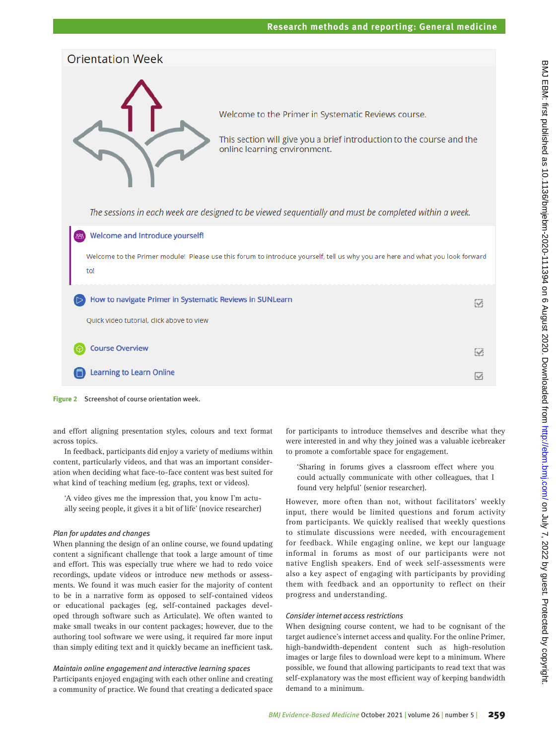Orientation Week

Welcome to the Primer in Systematic Reviews course.

This section will give you a brief introduction to the course and the online learning environment.

The sessions in each week are designed to be viewed sequentially and must be completed within a week.

Welcome and Introduce yourself!

Welcome to the Primer module! Please use this forum to introduce yourself, tell us why you are here and what you look forward to!

How to navigate Primer in Systematic Reviews in SUNLearn

Quick video tutorial, click above to view

Course Overview

Learning to Learn Online

**Figure 2** Screenshot of course orientation week.

and effort aligning presentation styles, colours and text format across topics.

In feedback, participants did enjoy a variety of mediums within content, particularly videos, and that was an important consideration when deciding what face-to-face content was best suited for what kind of teaching medium (eg, graphs, text or videos).

> 'A video gives me the impression that, you know I'm actually seeing people, it gives it a bit of life' (novice researcher)

*Plan for updates and changes*

When planning the design of an online course, we found updating content a significant challenge that took a large amount of time and effort. This was especially true where we had to redo voice recordings, update videos or introduce new methods or assessments. We found it was much easier for the majority of content to be in a narrative form as opposed to self-contained videos or educational packages (eg, self-contained packages developed through software such as Articulate). We often wanted to make small tweaks in our content packages; however, due to the authoring tool software we were using, it required far more input than simply editing text and it quickly became an inefficient task.

*Maintain online engagement and interactive learning spaces*

Participants enjoyed engaging with each other online and creating a community of practice. We found that creating a dedicated space for participants to introduce themselves and describe what they were interested in and why they joined was a valuable icebreaker to promote a comfortable space for engagement.

> 'Sharing in forums gives a classroom effect where you could actually communicate with other colleagues, that I found very helpful' (senior researcher).

However, more often than not, without facilitators' weekly input, there would be limited questions and forum activity from participants. We quickly realised that weekly questions to stimulate discussions were needed, with encouragement for feedback. While engaging online, we kept our language informal in forums as most of our participants were not native English speakers. End of week self-assessments were also a key aspect of engaging with participants by providing them with feedback and an opportunity to reflect on their progress and understanding.

*Consider internet access restrictions*

When designing course content, we had to be cognisant of the target audience's internet access and quality. For the online Primer, high-bandwidth-dependent content such as high-resolution images or large files to download were kept to a minimum. Where possible, we found that allowing participants to read text that was self-explanatory was the most efficient way of keeping bandwidth demand to a minimum.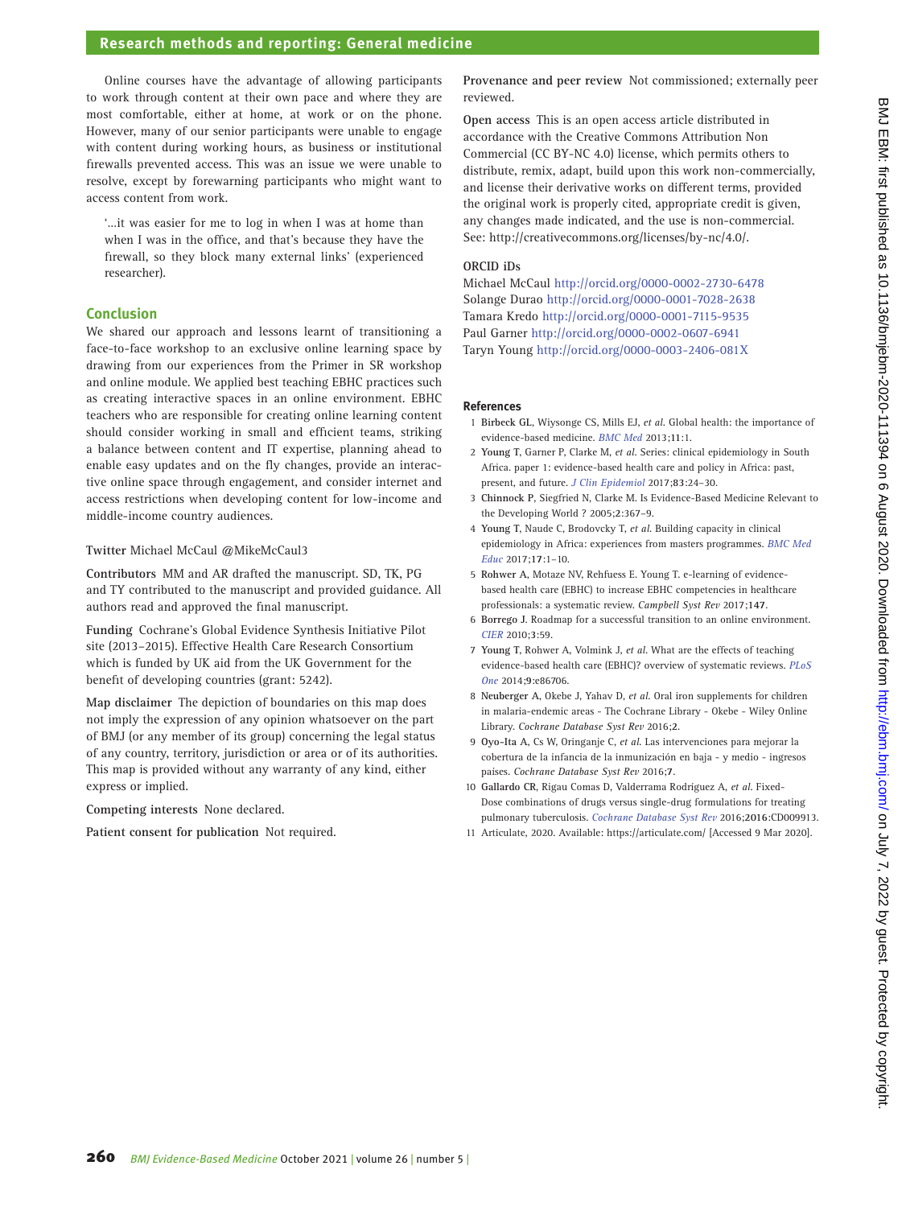Online courses have the advantage of allowing participants to work through content at their own pace and where they are most comfortable, either at home, at work or on the phone. However, many of our senior participants were unable to engage with content during working hours, as business or institutional firewalls prevented access. This was an issue we were unable to resolve, except by forewarning participants who might want to access content from work.

> '...it was easier for me to log in when I was at home than when I was in the office, and that's because they have the firewall, so they block many external links' (experienced researcher).

## Conclusion

We shared our approach and lessons learnt of transitioning a face-to-face workshop to an exclusive online learning space by drawing from our experiences from the Primer in SR workshop and online module. We applied best teaching EBHC practices such as creating interactive spaces in an online environment. EBHC teachers who are responsible for creating online learning content should consider working in small and efficient teams, striking a balance between content and IT expertise, planning ahead to enable easy updates and on the fly changes, provide an interactive online space through engagement, and consider internet and access restrictions when developing content for low-income and middle-income country audiences.

**Twitter** Michael McCaul @MikeMcCaul3

**Contributors** MM and AR drafted the manuscript. SD, TK, PG and TY contributed to the manuscript and provided guidance. All authors read and approved the final manuscript.

**Funding** Cochrane's Global Evidence Synthesis Initiative Pilot site (2013–2015). Effective Health Care Research Consortium which is funded by UK aid from the UK Government for the benefit of developing countries (grant: 5242).

**Map disclaimer** The depiction of boundaries on this map does not imply the expression of any opinion whatsoever on the part of BMJ (or any member of its group) concerning the legal status of any country, territory, jurisdiction or area or of its authorities. This map is provided without any warranty of any kind, either express or implied.

**Competing interests** None declared.

**Patient consent for publication** Not required.

**Provenance and peer review** Not commissioned; externally peer reviewed.

**Open access** This is an open access article distributed in accordance with the Creative Commons Attribution Non Commercial (CC BY-NC 4.0) license, which permits others to distribute, remix, adapt, build upon this work non-commercially, and license their derivative works on different terms, provided the original work is properly cited, appropriate credit is given, any changes made indicated, and the use is non-commercial. See: http://creativecommons.org/licenses/by-nc/4.0/.

**ORCID iDs**

Michael McCaul http://orcid.org/0000-0002-2730-6478
Solange Durao http://orcid.org/0000-0001-7028-2638
Tamara Kredo http://orcid.org/0000-0001-7115-9535
Paul Garner http://orcid.org/0000-0002-0607-6941
Taryn Young http://orcid.org/0000-0003-2406-081X

## References

1. **Birbeck GL**, Wiysonge CS, Mills EJ, *et al*. Global health: the importance of evidence-based medicine. *BMC Med* 2013;**11**:1.
2. **Young T**, Garner P, Clarke M, *et al*. Series: clinical epidemiology in South Africa. paper 1: evidence-based health care and policy in Africa: past, present, and future. *J Clin Epidemiol* 2017;**83**:24–30.
3. **Chinnock P**, Siegfried N, Clarke M. Is Evidence-Based Medicine Relevant to the Developing World ? 2005;**2**:367–9.
4. **Young T**, Naude C, Brodovcky T, *et al*. Building capacity in clinical epidemiology in Africa: experiences from masters programmes. *BMC Med Educ* 2017;**17**:1–10.
5. **Rohwer A**, Motaze NV, Rehfuess E. Young T. e-learning of evidence-based health care (EBHC) to increase EBHC competencies in healthcare professionals: a systematic review. *Campbell Syst Rev* 2017;**147**.
6. **Borrego J**. Roadmap for a successful transition to an online environment. *CIER* 2010;**3**:59.
7. **Young T**, Rohwer A, Volmink J, *et al*. What are the effects of teaching evidence-based health care (EBHC)? overview of systematic reviews. *PLoS One* 2014;**9**:e86706.
8. **Neuberger A**, Okebe J, Yahav D, *et al*. Oral iron supplements for children in malaria-endemic areas - The Cochrane Library - Okebe - Wiley Online Library. *Cochrane Database Syst Rev* 2016;**2**.
9. **Oyo-Ita A**, Cs W, Oringanje C, *et al*. Las intervenciones para mejorar la cobertura de la infancia de la inmunización en baja - y medio - ingresos países. *Cochrane Database Syst Rev* 2016;**7**.
10. **Gallardo CR**, Rigau Comas D, Valderrama Rodríguez A, *et al*. Fixed-Dose combinations of drugs versus single-drug formulations for treating pulmonary tuberculosis. *Cochrane Database Syst Rev* 2016;**2016**:CD009913.
11. Articulate, 2020. Available: https://articulate.com/ [Accessed 9 Mar 2020].